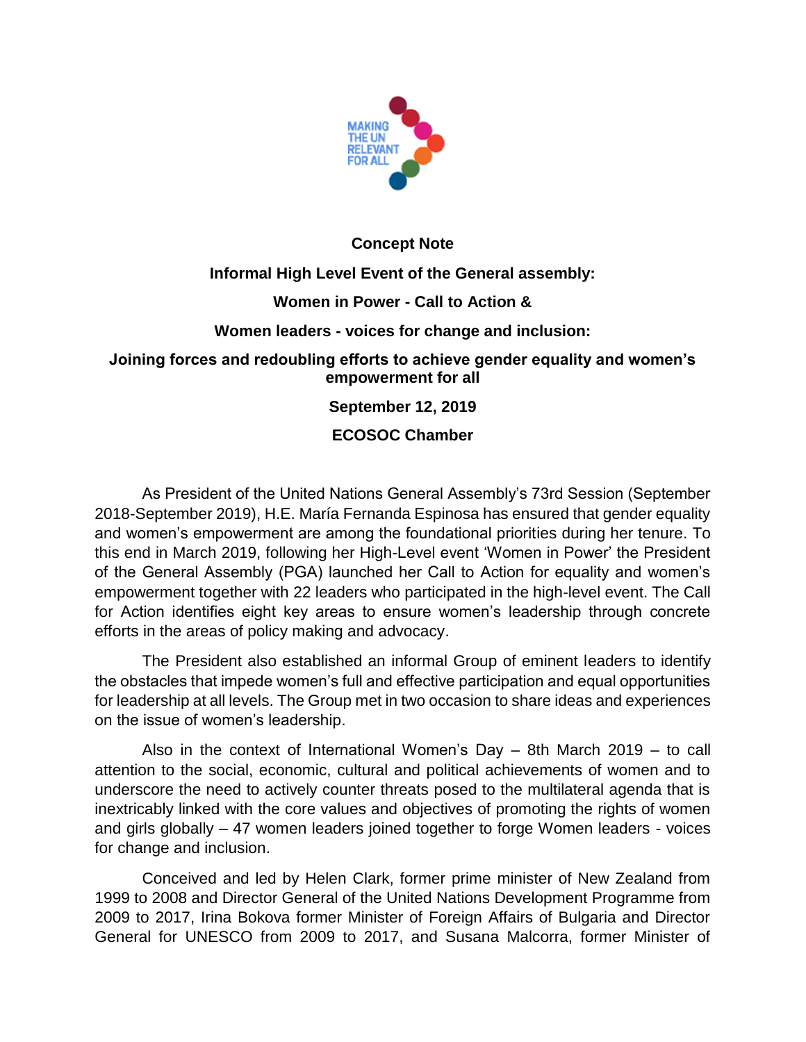MAKING THE UN RELEVANT FOR ALL

**Concept Note**

**Informal High Level Event of the General assembly:**

**Women in Power - Call to Action &**

**Women leaders - voices for change and inclusion:**

**Joining forces and redoubling efforts to achieve gender equality and women's empowerment for all**

**September 12, 2019**

**ECOSOC Chamber**

As President of the United Nations General Assembly's 73rd Session (September 2018-September 2019), H.E. María Fernanda Espinosa has ensured that gender equality and women's empowerment are among the foundational priorities during her tenure. To this end in March 2019, following her High-Level event 'Women in Power' the President of the General Assembly (PGA) launched her Call to Action for equality and women's empowerment together with 22 leaders who participated in the high-level event. The Call for Action identifies eight key areas to ensure women's leadership through concrete efforts in the areas of policy making and advocacy.

The President also established an informal Group of eminent leaders to identify the obstacles that impede women's full and effective participation and equal opportunities for leadership at all levels. The Group met in two occasion to share ideas and experiences on the issue of women's leadership.

Also in the context of International Women's Day – 8th March 2019 – to call attention to the social, economic, cultural and political achievements of women and to underscore the need to actively counter threats posed to the multilateral agenda that is inextricably linked with the core values and objectives of promoting the rights of women and girls globally – 47 women leaders joined together to forge Women leaders - voices for change and inclusion.

Conceived and led by Helen Clark, former prime minister of New Zealand from 1999 to 2008 and Director General of the United Nations Development Programme from 2009 to 2017, Irina Bokova former Minister of Foreign Affairs of Bulgaria and Director General for UNESCO from 2009 to 2017, and Susana Malcorra, former Minister of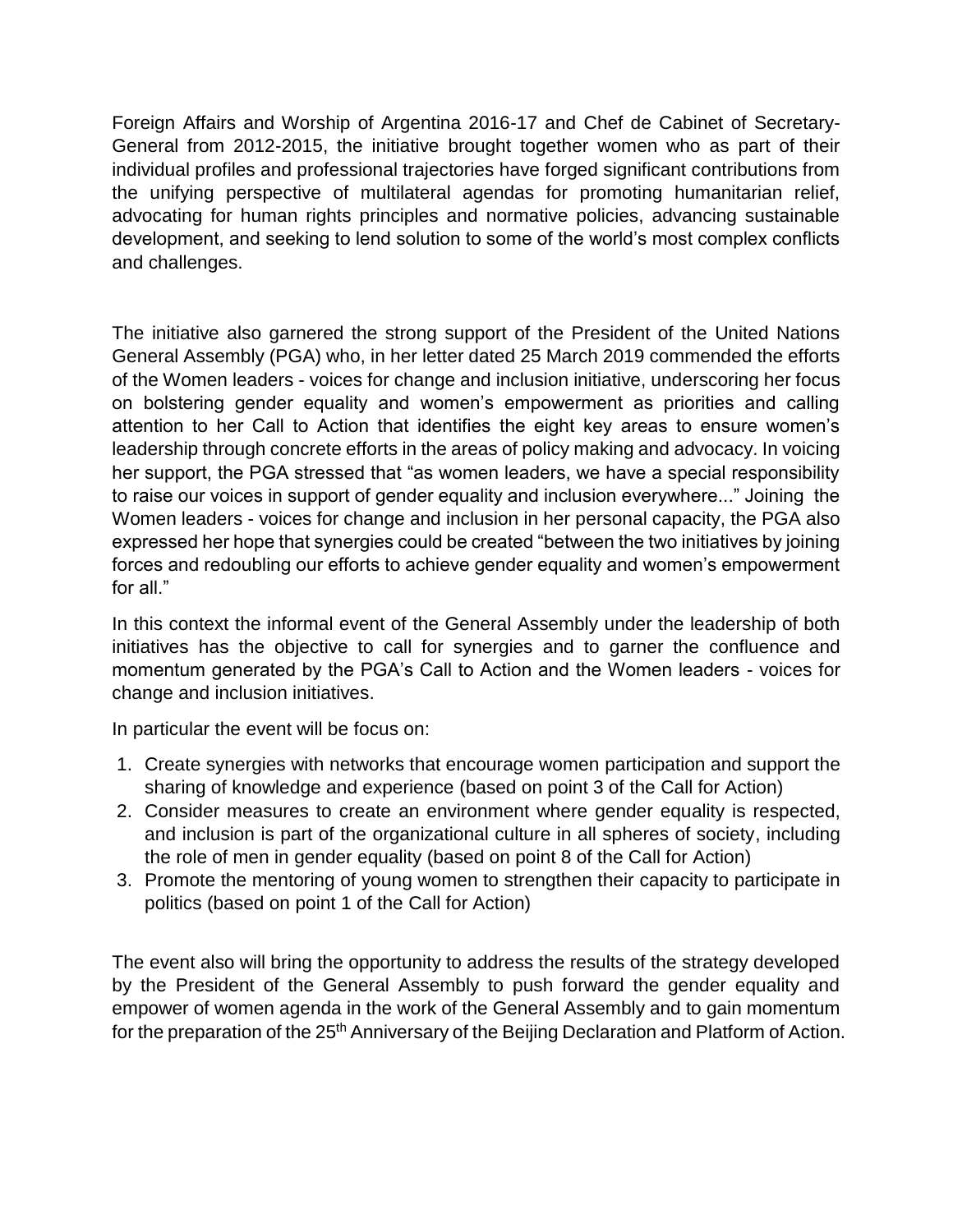Foreign Affairs and Worship of Argentina 2016-17 and Chef de Cabinet of Secretary-General from 2012-2015, the initiative brought together women who as part of their individual profiles and professional trajectories have forged significant contributions from the unifying perspective of multilateral agendas for promoting humanitarian relief, advocating for human rights principles and normative policies, advancing sustainable development, and seeking to lend solution to some of the world's most complex conflicts and challenges.

The initiative also garnered the strong support of the President of the United Nations General Assembly (PGA) who, in her letter dated 25 March 2019 commended the efforts of the Women leaders - voices for change and inclusion initiative, underscoring her focus on bolstering gender equality and women's empowerment as priorities and calling attention to her Call to Action that identifies the eight key areas to ensure women's leadership through concrete efforts in the areas of policy making and advocacy. In voicing her support, the PGA stressed that "as women leaders, we have a special responsibility to raise our voices in support of gender equality and inclusion everywhere..." Joining the Women leaders - voices for change and inclusion in her personal capacity, the PGA also expressed her hope that synergies could be created "between the two initiatives by joining forces and redoubling our efforts to achieve gender equality and women's empowerment for all."

In this context the informal event of the General Assembly under the leadership of both initiatives has the objective to call for synergies and to garner the confluence and momentum generated by the PGA's Call to Action and the Women leaders - voices for change and inclusion initiatives.

In particular the event will be focus on:

1. Create synergies with networks that encourage women participation and support the sharing of knowledge and experience (based on point 3 of the Call for Action)
2. Consider measures to create an environment where gender equality is respected, and inclusion is part of the organizational culture in all spheres of society, including the role of men in gender equality (based on point 8 of the Call for Action)
3. Promote the mentoring of young women to strengthen their capacity to participate in politics (based on point 1 of the Call for Action)

The event also will bring the opportunity to address the results of the strategy developed by the President of the General Assembly to push forward the gender equality and empower of women agenda in the work of the General Assembly and to gain momentum for the preparation of the 25th Anniversary of the Beijing Declaration and Platform of Action.